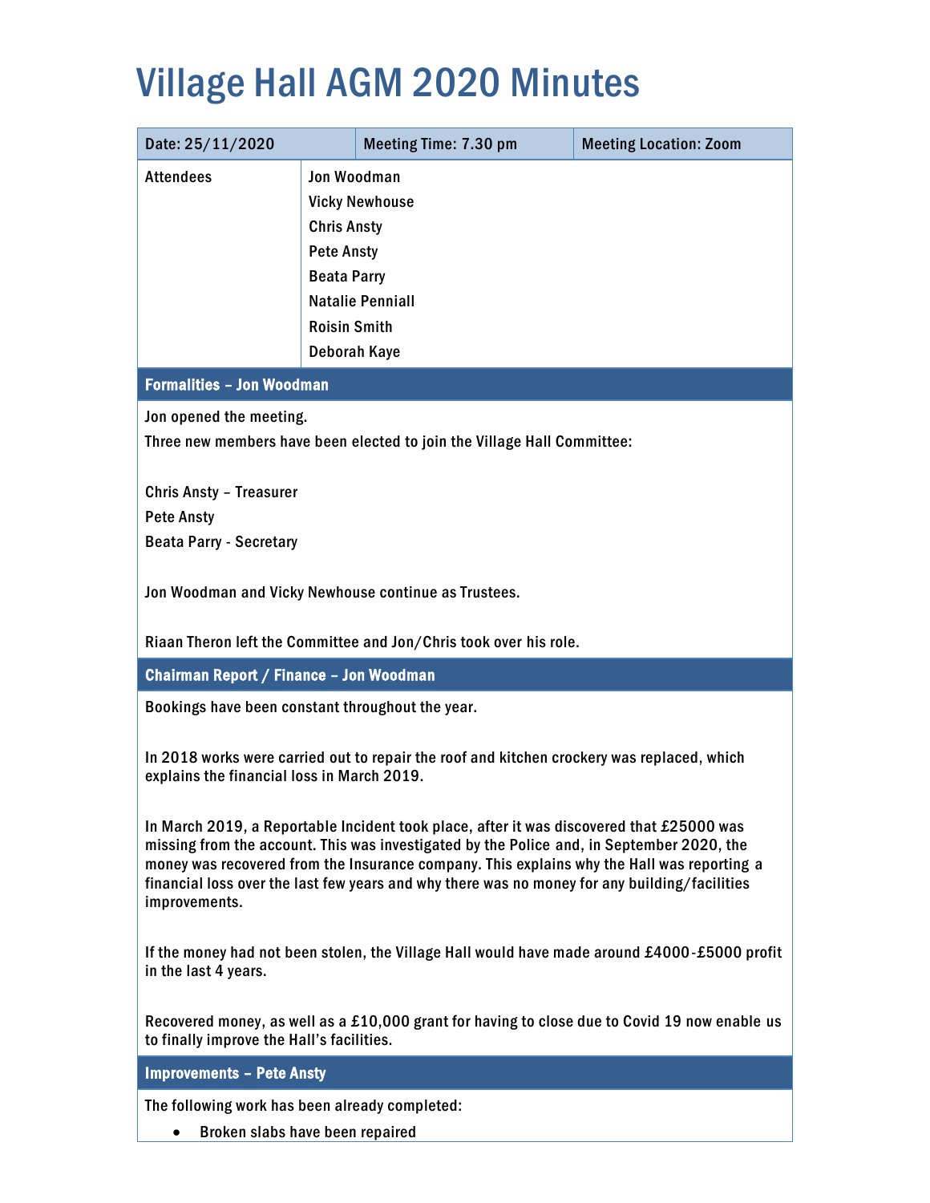# Village Hall AGM 2020 Minutes

| Date: 25/11/2020 | Meeting Time: 7.30 pm | Meeting Location: Zoom |
|---|---|---|

**Attendees**

- Jon Woodman
- Vicky Newhouse
- Chris Ansty
- Pete Ansty
- Beata Parry
- Natalie Penniall
- Roisin Smith
- Deborah Kaye

## Formalities – Jon Woodman

Jon opened the meeting.

Three new members have been elected to join the Village Hall Committee:

Chris Ansty – Treasurer
Pete Ansty
Beata Parry - Secretary

Jon Woodman and Vicky Newhouse continue as Trustees.

Riaan Theron left the Committee and Jon/Chris took over his role.

## Chairman Report / Finance – Jon Woodman

Bookings have been constant throughout the year.

In 2018 works were carried out to repair the roof and kitchen crockery was replaced, which explains the financial loss in March 2019.

In March 2019, a Reportable Incident took place, after it was discovered that £25000 was missing from the account. This was investigated by the Police and, in September 2020, the money was recovered from the Insurance company. This explains why the Hall was reporting a financial loss over the last few years and why there was no money for any building/facilities improvements.

If the money had not been stolen, the Village Hall would have made around £4000-£5000 profit in the last 4 years.

Recovered money, as well as a £10,000 grant for having to close due to Covid 19 now enable us to finally improve the Hall's facilities.

## Improvements – Pete Ansty

The following work has been already completed:

- Broken slabs have been repaired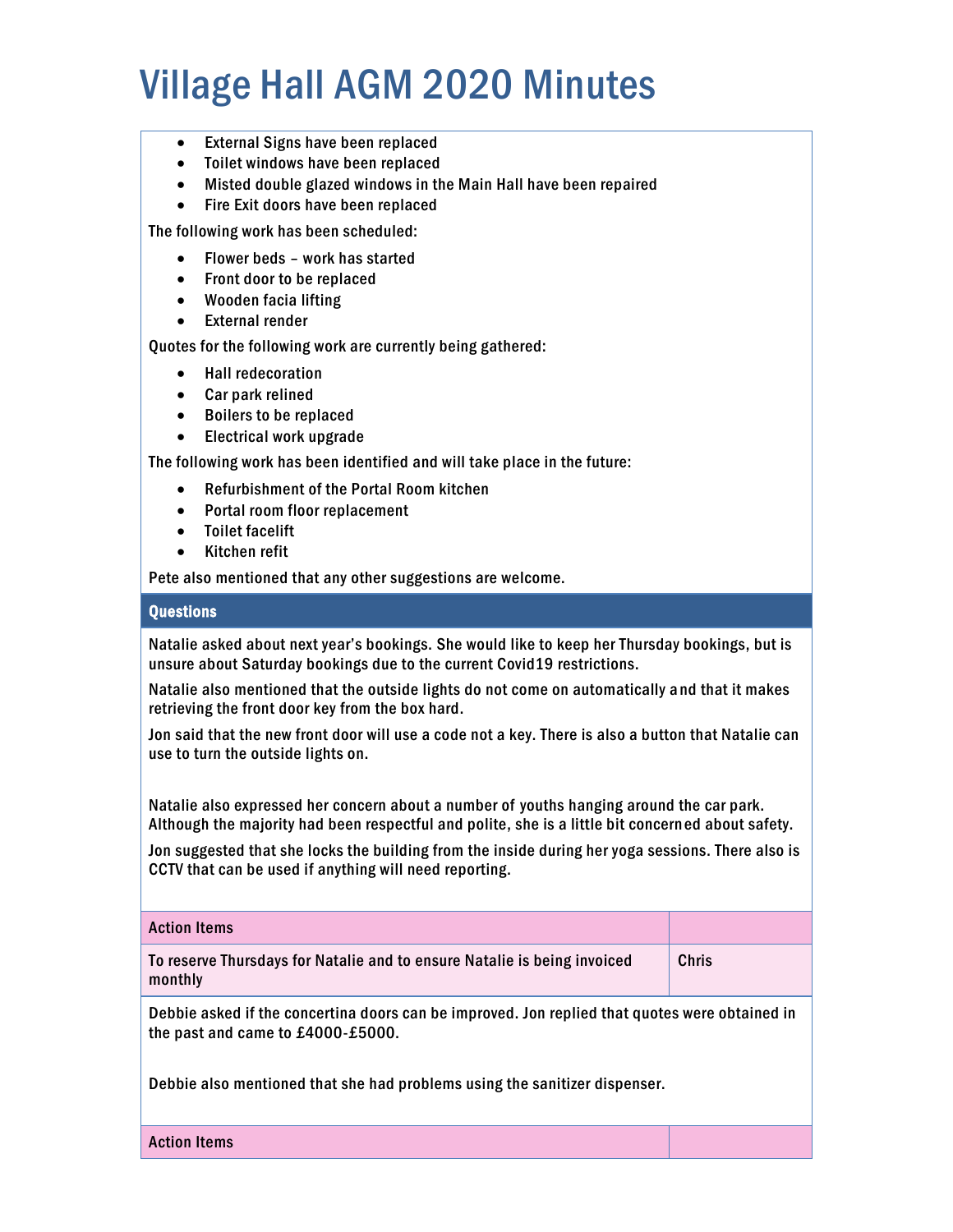# Village Hall AGM 2020 Minutes

- External Signs have been replaced
- Toilet windows have been replaced
- Misted double glazed windows in the Main Hall have been repaired
- Fire Exit doors have been replaced

The following work has been scheduled:

- Flower beds – work has started
- Front door to be replaced
- Wooden facia lifting
- External render

Quotes for the following work are currently being gathered:

- Hall redecoration
- Car park relined
- Boilers to be replaced
- Electrical work upgrade

The following work has been identified and will take place in the future:

- Refurbishment of the Portal Room kitchen
- Portal room floor replacement
- Toilet facelift
- Kitchen refit

Pete also mentioned that any other suggestions are welcome.

**Questions**

Natalie asked about next year's bookings. She would like to keep her Thursday bookings, but is unsure about Saturday bookings due to the current Covid19 restrictions.

Natalie also mentioned that the outside lights do not come on automatically and that it makes retrieving the front door key from the box hard.

Jon said that the new front door will use a code not a key. There is also a button that Natalie can use to turn the outside lights on.

Natalie also expressed her concern about a number of youths hanging around the car park. Although the majority had been respectful and polite, she is a little bit concerned about safety.

Jon suggested that she locks the building from the inside during her yoga sessions. There also is CCTV that can be used if anything will need reporting.

| Action Items | |
|---|---|
| To reserve Thursdays for Natalie and to ensure Natalie is being invoiced monthly | Chris |

Debbie asked if the concertina doors can be improved. Jon replied that quotes were obtained in the past and came to £4000-£5000.

Debbie also mentioned that she had problems using the sanitizer dispenser.

| Action Items | |
|---|---|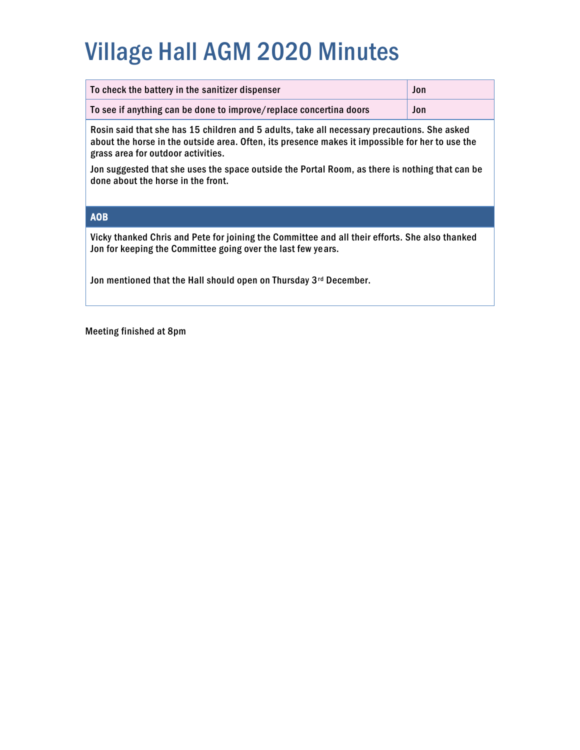# Village Hall AGM 2020 Minutes

| | |
|---|---|
| To check the battery in the sanitizer dispenser | Jon |
| To see if anything can be done to improve/replace concertina doors | Jon |

Rosin said that she has 15 children and 5 adults, take all necessary precautions. She asked about the horse in the outside area. Often, its presence makes it impossible for her to use the grass area for outdoor activities.

Jon suggested that she uses the space outside the Portal Room, as there is nothing that can be done about the horse in the front.

## AOB

Vicky thanked Chris and Pete for joining the Committee and all their efforts. She also thanked Jon for keeping the Committee going over the last few years.

Jon mentioned that the Hall should open on Thursday 3rd December.

Meeting finished at 8pm